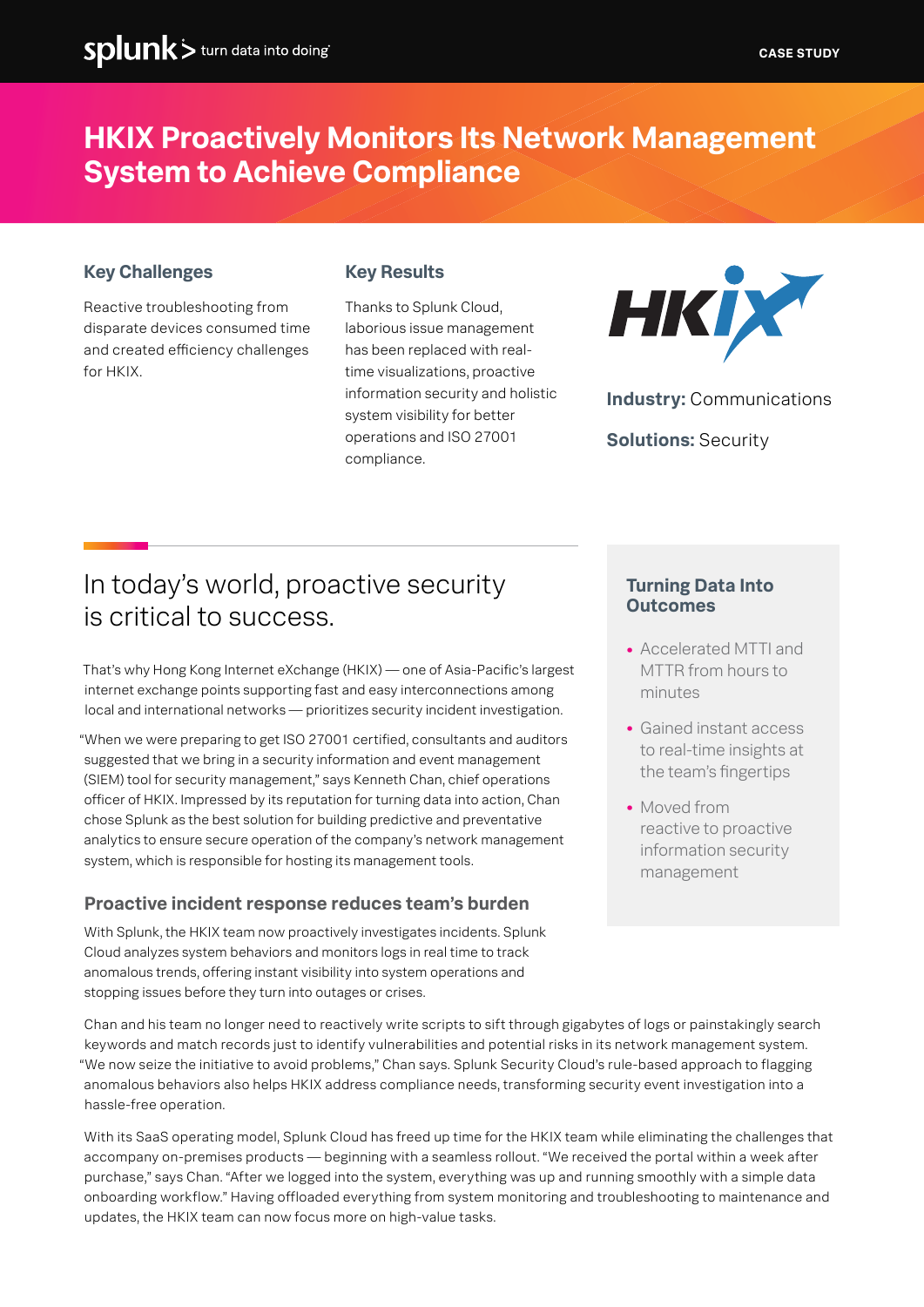CASE STUDY

# HKIX Proactively Monitors Its Network Management System to Achieve Compliance

### Key Challenges

Reactive troubleshooting from disparate devices consumed time and created efficiency challenges for HKIX.

### Key Results

Thanks to Splunk Cloud, laborious issue management has been replaced with real-time visualizations, proactive information security and holistic system visibility for better operations and ISO 27001 compliance.

**Industry:** Communications

**Solutions:** Security

## In today's world, proactive security is critical to success.

That's why Hong Kong Internet eXchange (HKIX) — one of Asia-Pacific's largest internet exchange points supporting fast and easy interconnections among local and international networks — prioritizes security incident investigation.

"When we were preparing to get ISO 27001 certified, consultants and auditors suggested that we bring in a security information and event management (SIEM) tool for security management," says Kenneth Chan, chief operations officer of HKIX. Impressed by its reputation for turning data into action, Chan chose Splunk as the best solution for building predictive and preventative analytics to ensure secure operation of the company's network management system, which is responsible for hosting its management tools.

### Turning Data Into Outcomes

- Accelerated MTTI and MTTR from hours to minutes
- Gained instant access to real-time insights at the team's fingertips
- Moved from reactive to proactive information security management

### Proactive incident response reduces team's burden

With Splunk, the HKIX team now proactively investigates incidents. Splunk Cloud analyzes system behaviors and monitors logs in real time to track anomalous trends, offering instant visibility into system operations and stopping issues before they turn into outages or crises.

Chan and his team no longer need to reactively write scripts to sift through gigabytes of logs or painstakingly search keywords and match records just to identify vulnerabilities and potential risks in its network management system. "We now seize the initiative to avoid problems," Chan says. Splunk Security Cloud's rule-based approach to flagging anomalous behaviors also helps HKIX address compliance needs, transforming security event investigation into a hassle-free operation.

With its SaaS operating model, Splunk Cloud has freed up time for the HKIX team while eliminating the challenges that accompany on-premises products — beginning with a seamless rollout. "We received the portal within a week after purchase," says Chan. "After we logged into the system, everything was up and running smoothly with a simple data onboarding workflow." Having offloaded everything from system monitoring and troubleshooting to maintenance and updates, the HKIX team can now focus more on high-value tasks.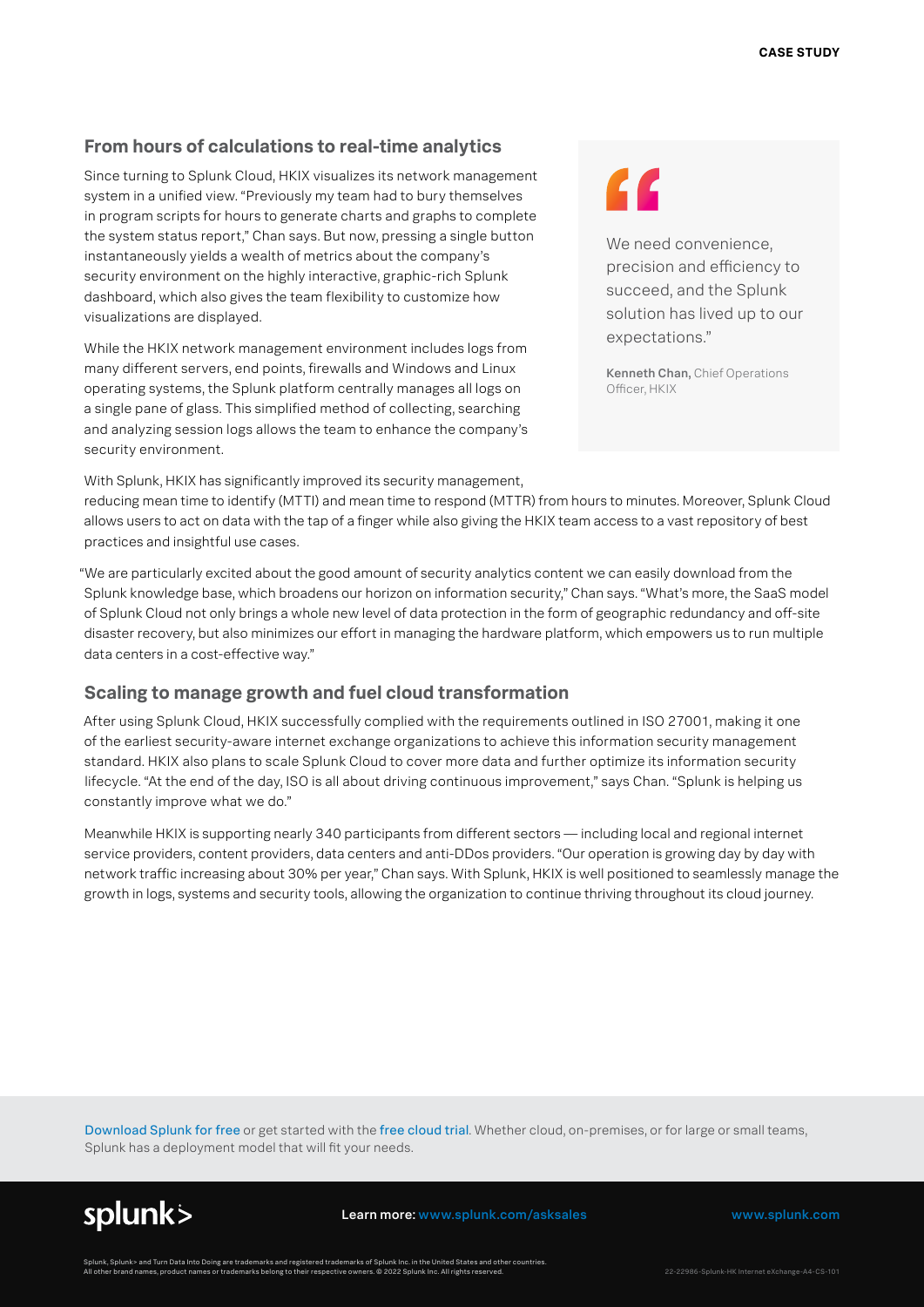## From hours of calculations to real-time analytics

Since turning to Splunk Cloud, HKIX visualizes its network management system in a unified view. "Previously my team had to bury themselves in program scripts for hours to generate charts and graphs to complete the system status report," Chan says. But now, pressing a single button instantaneously yields a wealth of metrics about the company's security environment on the highly interactive, graphic-rich Splunk dashboard, which also gives the team flexibility to customize how visualizations are displayed.

While the HKIX network management environment includes logs from many different servers, end points, firewalls and Windows and Linux operating systems, the Splunk platform centrally manages all logs on a single pane of glass. This simplified method of collecting, searching and analyzing session logs allows the team to enhance the company's security environment.

> We need convenience, precision and efficiency to succeed, and the Splunk solution has lived up to our expectations."
>
> **Kenneth Chan,** Chief Operations Officer, HKIX

With Splunk, HKIX has significantly improved its security management, reducing mean time to identify (MTTI) and mean time to respond (MTTR) from hours to minutes. Moreover, Splunk Cloud allows users to act on data with the tap of a finger while also giving the HKIX team access to a vast repository of best practices and insightful use cases.

"We are particularly excited about the good amount of security analytics content we can easily download from the Splunk knowledge base, which broadens our horizon on information security," Chan says. "What's more, the SaaS model of Splunk Cloud not only brings a whole new level of data protection in the form of geographic redundancy and off-site disaster recovery, but also minimizes our effort in managing the hardware platform, which empowers us to run multiple data centers in a cost-effective way."

## Scaling to manage growth and fuel cloud transformation

After using Splunk Cloud, HKIX successfully complied with the requirements outlined in ISO 27001, making it one of the earliest security-aware internet exchange organizations to achieve this information security management standard. HKIX also plans to scale Splunk Cloud to cover more data and further optimize its information security lifecycle. "At the end of the day, ISO is all about driving continuous improvement," says Chan. "Splunk is helping us constantly improve what we do."

Meanwhile HKIX is supporting nearly 340 participants from different sectors — including local and regional internet service providers, content providers, data centers and anti-DDos providers. "Our operation is growing day by day with network traffic increasing about 30% per year," Chan says. With Splunk, HKIX is well positioned to seamlessly manage the growth in logs, systems and security tools, allowing the organization to continue thriving throughout its cloud journey.

Download Splunk for free or get started with the free cloud trial. Whether cloud, on-premises, or for large or small teams, Splunk has a deployment model that will fit your needs.

splunk>

**Learn more:** www.splunk.com/asksales

www.splunk.com

Splunk, Splunk> and Turn Data Into Doing are trademarks and registered trademarks of Splunk Inc. in the United States and other countries. All other brand names, product names or trademarks belong to their respective owners. © 2022 Splunk Inc. All rights reserved.

22-22986-Splunk-HK Internet eXchange-A4-CS-101